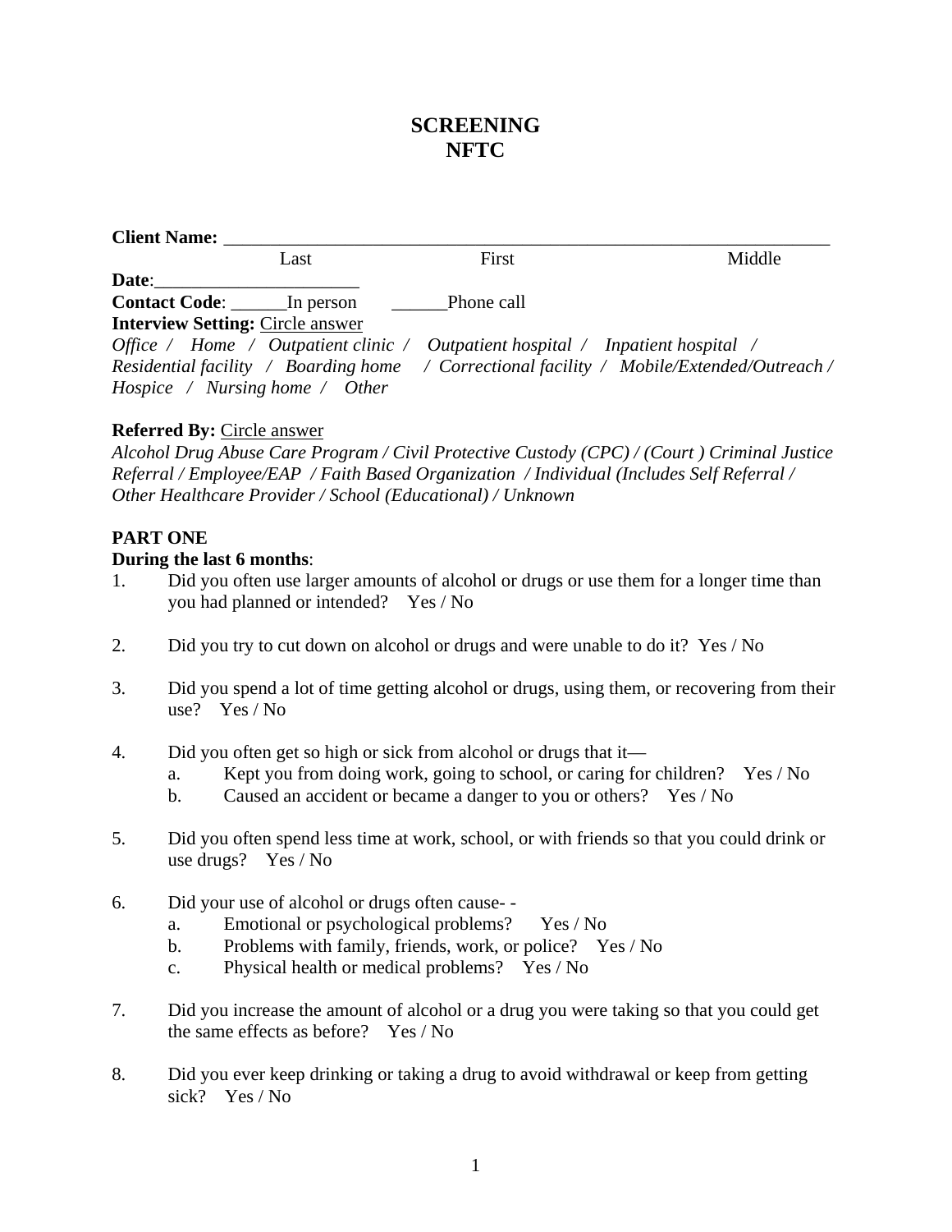# SCREENING
# NFTC

**Client Name:** \_\_\_\_\_\_\_\_\_\_\_\_\_\_\_\_\_\_\_\_\_\_\_\_\_\_\_\_\_\_\_\_\_\_\_\_\_\_\_\_\_\_\_\_\_\_\_\_\_\_\_\_\_\_\_\_\_\_\_\_\_\_\_\_\_\_\_\_\_\_
Last First Middle

**Date**:\_\_\_\_\_\_\_\_\_\_\_\_\_\_\_\_\_\_\_\_\_\_

**Contact Code**: \_\_\_\_\_\_In person \_\_\_\_\_\_Phone call

**Interview Setting:** Circle answer

*Office / Home / Outpatient clinic / Outpatient hospital / Inpatient hospital / Residential facility / Boarding home / Correctional facility / Mobile/Extended/Outreach / Hospice / Nursing home / Other*

**Referred By:** Circle answer

*Alcohol Drug Abuse Care Program / Civil Protective Custody (CPC) / (Court ) Criminal Justice Referral / Employee/EAP / Faith Based Organization / Individual (Includes Self Referral / Other Healthcare Provider / School (Educational) / Unknown*

**PART ONE**

**During the last 6 months**:

1. Did you often use larger amounts of alcohol or drugs or use them for a longer time than you had planned or intended? Yes / No

2. Did you try to cut down on alcohol or drugs and were unable to do it? Yes / No

3. Did you spend a lot of time getting alcohol or drugs, using them, or recovering from their use? Yes / No

4. Did you often get so high or sick from alcohol or drugs that it—
   a. Kept you from doing work, going to school, or caring for children? Yes / No
   b. Caused an accident or became a danger to you or others? Yes / No

5. Did you often spend less time at work, school, or with friends so that you could drink or use drugs? Yes / No

6. Did your use of alcohol or drugs often cause- -
   a. Emotional or psychological problems? Yes / No
   b. Problems with family, friends, work, or police? Yes / No
   c. Physical health or medical problems? Yes / No

7. Did you increase the amount of alcohol or a drug you were taking so that you could get the same effects as before? Yes / No

8. Did you ever keep drinking or taking a drug to avoid withdrawal or keep from getting sick? Yes / No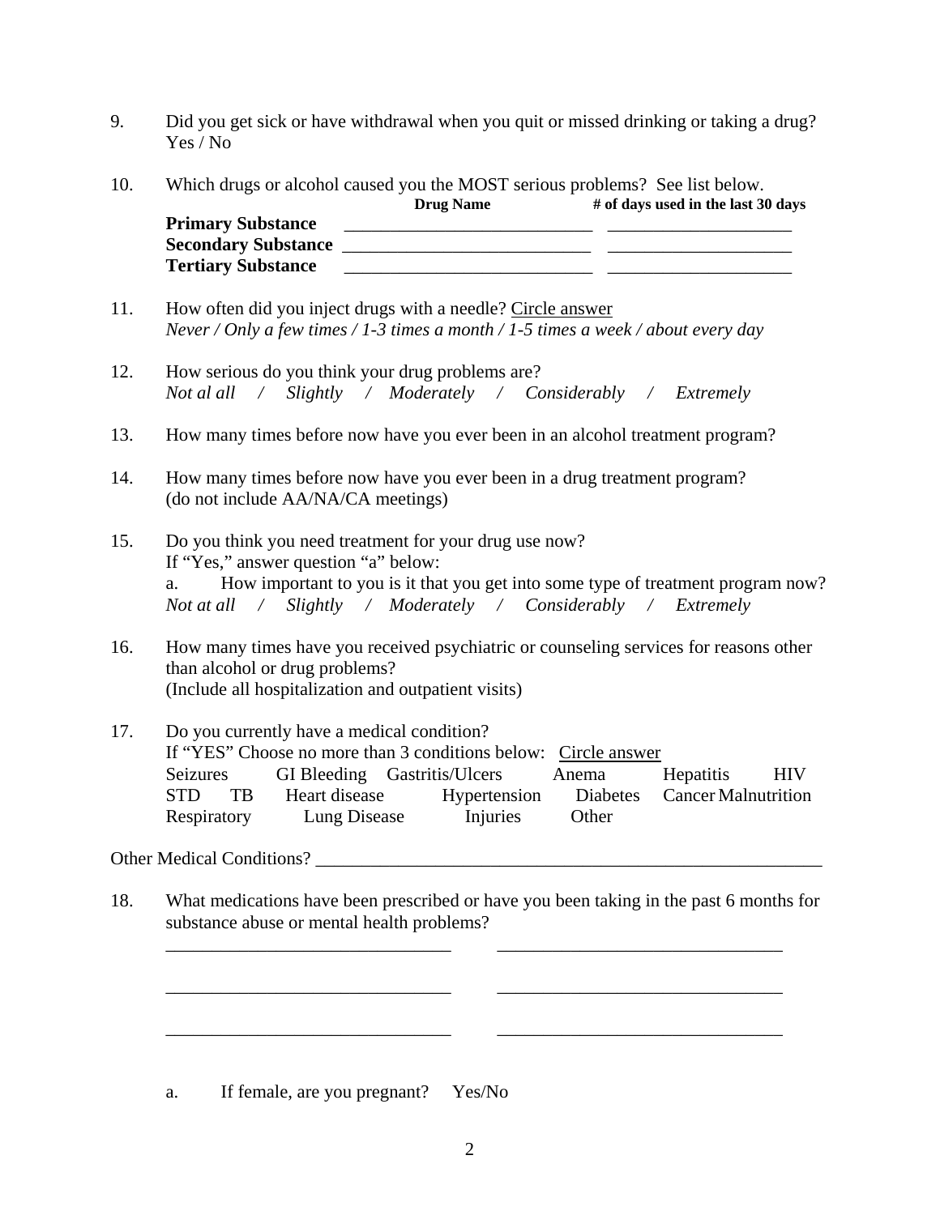9. Did you get sick or have withdrawal when you quit or missed drinking or taking a drug? Yes / No

10. Which drugs or alcohol caused you the MOST serious problems? See list below.

| | **Drug Name** | **# of days used in the last 30 days** |
|---|---|---|
| **Primary Substance** | ____________________________ | ____________________ |
| **Secondary Substance** | ____________________________ | ____________________ |
| **Tertiary Substance** | ____________________________ | ____________________ |

11. How often did you inject drugs with a needle? Circle answer
*Never / Only a few times / 1-3 times a month / 1-5 times a week / about every day*

12. How serious do you think your drug problems are?
*Not al all / Slightly / Moderately / Considerably / Extremely*

13. How many times before now have you ever been in an alcohol treatment program?

14. How many times before now have you ever been in a drug treatment program? (do not include AA/NA/CA meetings)

15. Do you think you need treatment for your drug use now?
If "Yes," answer question "a" below:
a. How important to you is it that you get into some type of treatment program now?
*Not at all / Slightly / Moderately / Considerably / Extremely*

16. How many times have you received psychiatric or counseling services for reasons other than alcohol or drug problems?
(Include all hospitalization and outpatient visits)

17. Do you currently have a medical condition?
If "YES" Choose no more than 3 conditions below: Circle answer
Seizures GI Bleeding Gastritis/Ulcers Anema Hepatitis HIV
STD TB Heart disease Hypertension Diabetes Cancer Malnutrition
Respiratory Lung Disease Injuries Other

Other Medical Conditions? ____________________________________________________________

18. What medications have been prescribed or have you been taking in the past 6 months for substance abuse or mental health problems?

________________________________ ________________________________

________________________________ ________________________________

________________________________ ________________________________

a. If female, are you pregnant? Yes/No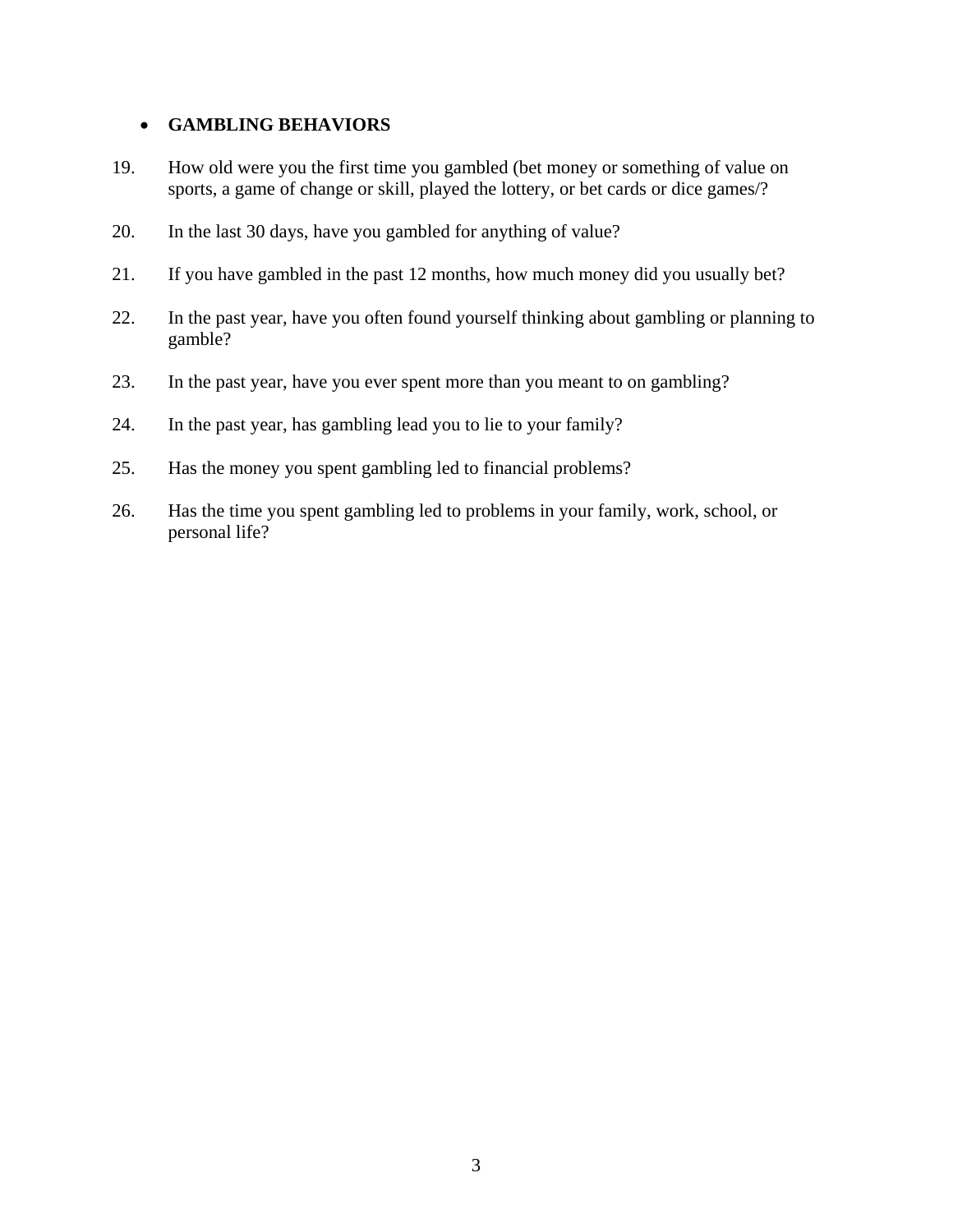- **GAMBLING BEHAVIORS**

19. How old were you the first time you gambled (bet money or something of value on sports, a game of change or skill, played the lottery, or bet cards or dice games/?

20. In the last 30 days, have you gambled for anything of value?

21. If you have gambled in the past 12 months, how much money did you usually bet?

22. In the past year, have you often found yourself thinking about gambling or planning to gamble?

23. In the past year, have you ever spent more than you meant to on gambling?

24. In the past year, has gambling lead you to lie to your family?

25. Has the money you spent gambling led to financial problems?

26. Has the time you spent gambling led to problems in your family, work, school, or personal life?